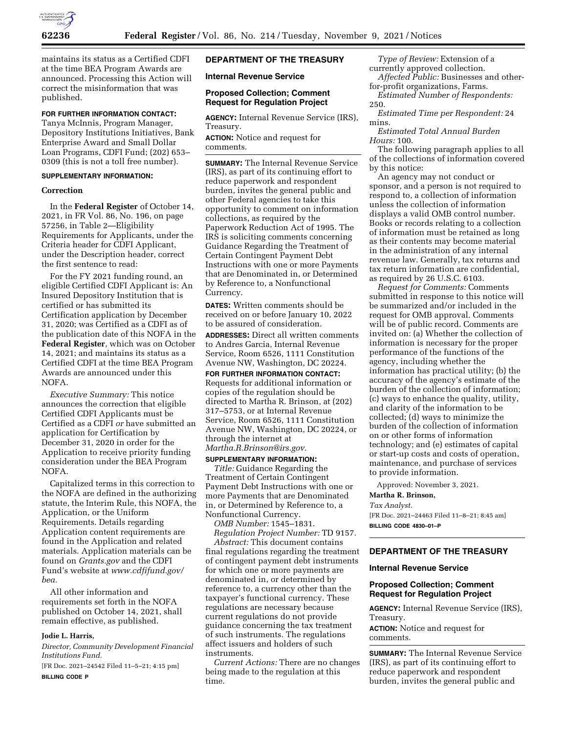maintains its status as a Certified CDFI at the time BEA Program Awards are announced. Processing this Action will correct the misinformation that was published.

**FOR FURTHER INFORMATION CONTACT:** Tanya McInnis, Program Manager, Depository Institutions Initiatives, Bank Enterprise Award and Small Dollar Loan Programs, CDFI Fund; (202) 653–0309 (this is not a toll free number).

**SUPPLEMENTARY INFORMATION:**

**Correction**

In the **Federal Register** of October 14, 2021, in FR Vol. 86, No. 196, on page 57256, in Table 2—Eligibility Requirements for Applicants, under the Criteria header for CDFI Applicant, under the Description header, correct the first sentence to read:

For the FY 2021 funding round, an eligible Certified CDFI Applicant is: An Insured Depository Institution that is certified or has submitted its Certification application by December 31, 2020; was Certified as a CDFI as of the publication date of this NOFA in the **Federal Register**, which was on October 14, 2021; and maintains its status as a Certified CDFI at the time BEA Program Awards are announced under this NOFA.

*Executive Summary:* This notice announces the correction that eligible Certified CDFI Applicants must be Certified as a CDFI *or* have submitted an application for Certification by December 31, 2020 in order for the Application to receive priority funding consideration under the BEA Program NOFA.

Capitalized terms in this correction to the NOFA are defined in the authorizing statute, the Interim Rule, this NOFA, the Application, or the Uniform Requirements. Details regarding Application content requirements are found in the Application and related materials. Application materials can be found on *Grants.gov* and the CDFI Fund's website at *www.cdfifund.gov/bea.*

All other information and requirements set forth in the NOFA published on October 14, 2021, shall remain effective, as published.

**Jodie L. Harris,**

*Director, Community Development Financial Institutions Fund.*

[FR Doc. 2021–24542 Filed 11–5–21; 4:15 pm]

**BILLING CODE P**

## DEPARTMENT OF THE TREASURY

### Internal Revenue Service

### Proposed Collection; Comment Request for Regulation Project

**AGENCY:** Internal Revenue Service (IRS), Treasury.

**ACTION:** Notice and request for comments.

**SUMMARY:** The Internal Revenue Service (IRS), as part of its continuing effort to reduce paperwork and respondent burden, invites the general public and other Federal agencies to take this opportunity to comment on information collections, as required by the Paperwork Reduction Act of 1995. The IRS is soliciting comments concerning Guidance Regarding the Treatment of Certain Contingent Payment Debt Instructions with one or more Payments that are Denominated in, or Determined by Reference to, a Nonfunctional Currency.

**DATES:** Written comments should be received on or before January 10, 2022 to be assured of consideration.

**ADDRESSES:** Direct all written comments to Andres Garcia, Internal Revenue Service, Room 6526, 1111 Constitution Avenue NW, Washington, DC 20224.

**FOR FURTHER INFORMATION CONTACT:** Requests for additional information or copies of the regulation should be directed to Martha R. Brinson, at (202) 317–5753, or at Internal Revenue Service, Room 6526, 1111 Constitution Avenue NW, Washington, DC 20224, or through the internet at *Martha.R.Brinson@irs.gov.*

**SUPPLEMENTARY INFORMATION:**

*Title:* Guidance Regarding the Treatment of Certain Contingent Payment Debt Instructions with one or more Payments that are Denominated in, or Determined by Reference to, a Nonfunctional Currency.

*OMB Number:* 1545–1831.

*Regulation Project Number:* TD 9157.

*Abstract:* This document contains final regulations regarding the treatment of contingent payment debt instruments for which one or more payments are denominated in, or determined by reference to, a currency other than the taxpayer's functional currency. These regulations are necessary because current regulations do not provide guidance concerning the tax treatment of such instruments. The regulations affect issuers and holders of such instruments.

*Current Actions:* There are no changes being made to the regulation at this time.

*Type of Review:* Extension of a currently approved collection.

*Affected Public:* Businesses and other-for-profit organizations, Farms.

*Estimated Number of Respondents:* 250.

*Estimated Time per Respondent:* 24 mins.

*Estimated Total Annual Burden Hours:* 100.

The following paragraph applies to all of the collections of information covered by this notice:

An agency may not conduct or sponsor, and a person is not required to respond to, a collection of information unless the collection of information displays a valid OMB control number. Books or records relating to a collection of information must be retained as long as their contents may become material in the administration of any internal revenue law. Generally, tax returns and tax return information are confidential, as required by 26 U.S.C. 6103.

*Request for Comments:* Comments submitted in response to this notice will be summarized and/or included in the request for OMB approval. Comments will be of public record. Comments are invited on: (a) Whether the collection of information is necessary for the proper performance of the functions of the agency, including whether the information has practical utility; (b) the accuracy of the agency's estimate of the burden of the collection of information; (c) ways to enhance the quality, utility, and clarity of the information to be collected; (d) ways to minimize the burden of the collection of information on or other forms of information technology; and (e) estimates of capital or start-up costs and costs of operation, maintenance, and purchase of services to provide information.

Approved: November 3, 2021.

**Martha R. Brinson,**

*Tax Analyst.*

[FR Doc. 2021–24463 Filed 11–8–21; 8:45 am]

**BILLING CODE 4830–01–P**

## DEPARTMENT OF THE TREASURY

### Internal Revenue Service

### Proposed Collection; Comment Request for Regulation Project

**AGENCY:** Internal Revenue Service (IRS), Treasury.

**ACTION:** Notice and request for comments.

**SUMMARY:** The Internal Revenue Service (IRS), as part of its continuing effort to reduce paperwork and respondent burden, invites the general public and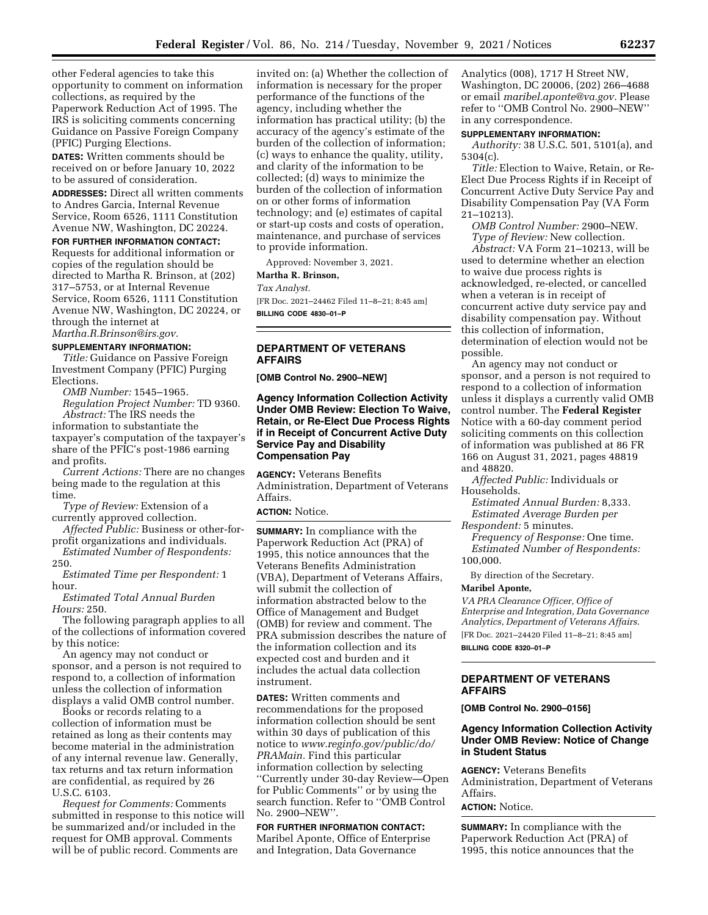other Federal agencies to take this opportunity to comment on information collections, as required by the Paperwork Reduction Act of 1995. The IRS is soliciting comments concerning Guidance on Passive Foreign Company (PFIC) Purging Elections.

**DATES:** Written comments should be received on or before January 10, 2022 to be assured of consideration.

**ADDRESSES:** Direct all written comments to Andres Garcia, Internal Revenue Service, Room 6526, 1111 Constitution Avenue NW, Washington, DC 20224.

**FOR FURTHER INFORMATION CONTACT:** Requests for additional information or copies of the regulation should be directed to Martha R. Brinson, at (202) 317–5753, or at Internal Revenue Service, Room 6526, 1111 Constitution Avenue NW, Washington, DC 20224, or through the internet at *Martha.R.Brinson@irs.gov.*

**SUPPLEMENTARY INFORMATION:**

*Title:* Guidance on Passive Foreign Investment Company (PFIC) Purging Elections.

*OMB Number:* 1545–1965.

*Regulation Project Number:* TD 9360.

*Abstract:* The IRS needs the information to substantiate the taxpayer's computation of the taxpayer's share of the PFIC's post-1986 earning and profits.

*Current Actions:* There are no changes being made to the regulation at this time.

*Type of Review:* Extension of a currently approved collection.

*Affected Public:* Business or other-for-profit organizations and individuals.

*Estimated Number of Respondents:* 250.

*Estimated Time per Respondent:* 1 hour.

*Estimated Total Annual Burden Hours:* 250.

The following paragraph applies to all of the collections of information covered by this notice:

An agency may not conduct or sponsor, and a person is not required to respond to, a collection of information unless the collection of information displays a valid OMB control number.

Books or records relating to a collection of information must be retained as long as their contents may become material in the administration of any internal revenue law. Generally, tax returns and tax return information are confidential, as required by 26 U.S.C. 6103.

*Request for Comments:* Comments submitted in response to this notice will be summarized and/or included in the request for OMB approval. Comments will be of public record. Comments are invited on: (a) Whether the collection of information is necessary for the proper performance of the functions of the agency, including whether the information has practical utility; (b) the accuracy of the agency's estimate of the burden of the collection of information; (c) ways to enhance the quality, utility, and clarity of the information to be collected; (d) ways to minimize the burden of the collection of information on or other forms of information technology; and (e) estimates of capital or start-up costs and costs of operation, maintenance, and purchase of services to provide information.

Approved: November 3, 2021.

**Martha R. Brinson,**

*Tax Analyst.*

[FR Doc. 2021–24462 Filed 11–8–21; 8:45 am]

**BILLING CODE 4830–01–P**

## DEPARTMENT OF VETERANS AFFAIRS

**[OMB Control No. 2900–NEW]**

### Agency Information Collection Activity Under OMB Review: Election To Waive, Retain, or Re-Elect Due Process Rights if in Receipt of Concurrent Active Duty Service Pay and Disability Compensation Pay

**AGENCY:** Veterans Benefits Administration, Department of Veterans Affairs.

**ACTION:** Notice.

**SUMMARY:** In compliance with the Paperwork Reduction Act (PRA) of 1995, this notice announces that the Veterans Benefits Administration (VBA), Department of Veterans Affairs, will submit the collection of information abstracted below to the Office of Management and Budget (OMB) for review and comment. The PRA submission describes the nature of the information collection and its expected cost and burden and it includes the actual data collection instrument.

**DATES:** Written comments and recommendations for the proposed information collection should be sent within 30 days of publication of this notice to *www.reginfo.gov/public/do/PRAMain.* Find this particular information collection by selecting ''Currently under 30-day Review—Open for Public Comments'' or by using the search function. Refer to ''OMB Control No. 2900–NEW''.

**FOR FURTHER INFORMATION CONTACT:** Maribel Aponte, Office of Enterprise and Integration, Data Governance Analytics (008), 1717 H Street NW, Washington, DC 20006, (202) 266–4688 or email *maribel.aponte@va.gov.* Please refer to ''OMB Control No. 2900–NEW'' in any correspondence.

**SUPPLEMENTARY INFORMATION:**

*Authority:* 38 U.S.C. 501, 5101(a), and 5304(c).

*Title:* Election to Waive, Retain, or Re-Elect Due Process Rights if in Receipt of Concurrent Active Duty Service Pay and Disability Compensation Pay (VA Form 21–10213).

*OMB Control Number:* 2900–NEW.

*Type of Review:* New collection.

*Abstract:* VA Form 21–10213, will be used to determine whether an election to waive due process rights is acknowledged, re-elected, or cancelled when a veteran is in receipt of concurrent active duty service pay and disability compensation pay. Without this collection of information, determination of election would not be possible.

An agency may not conduct or sponsor, and a person is not required to respond to a collection of information unless it displays a currently valid OMB control number. The **Federal Register** Notice with a 60-day comment period soliciting comments on this collection of information was published at 86 FR 166 on August 31, 2021, pages 48819 and 48820.

*Affected Public:* Individuals or Households.

*Estimated Annual Burden:* 8,333.

*Estimated Average Burden per Respondent:* 5 minutes.

*Frequency of Response:* One time.

*Estimated Number of Respondents:* 100,000.

By direction of the Secretary.

**Maribel Aponte,**

*VA PRA Clearance Officer, Office of Enterprise and Integration, Data Governance Analytics, Department of Veterans Affairs.*

[FR Doc. 2021–24420 Filed 11–8–21; 8:45 am]

**BILLING CODE 8320–01–P**

## DEPARTMENT OF VETERANS AFFAIRS

**[OMB Control No. 2900–0156]**

### Agency Information Collection Activity Under OMB Review: Notice of Change in Student Status

**AGENCY:** Veterans Benefits Administration, Department of Veterans Affairs.

**ACTION:** Notice.

**SUMMARY:** In compliance with the Paperwork Reduction Act (PRA) of 1995, this notice announces that the